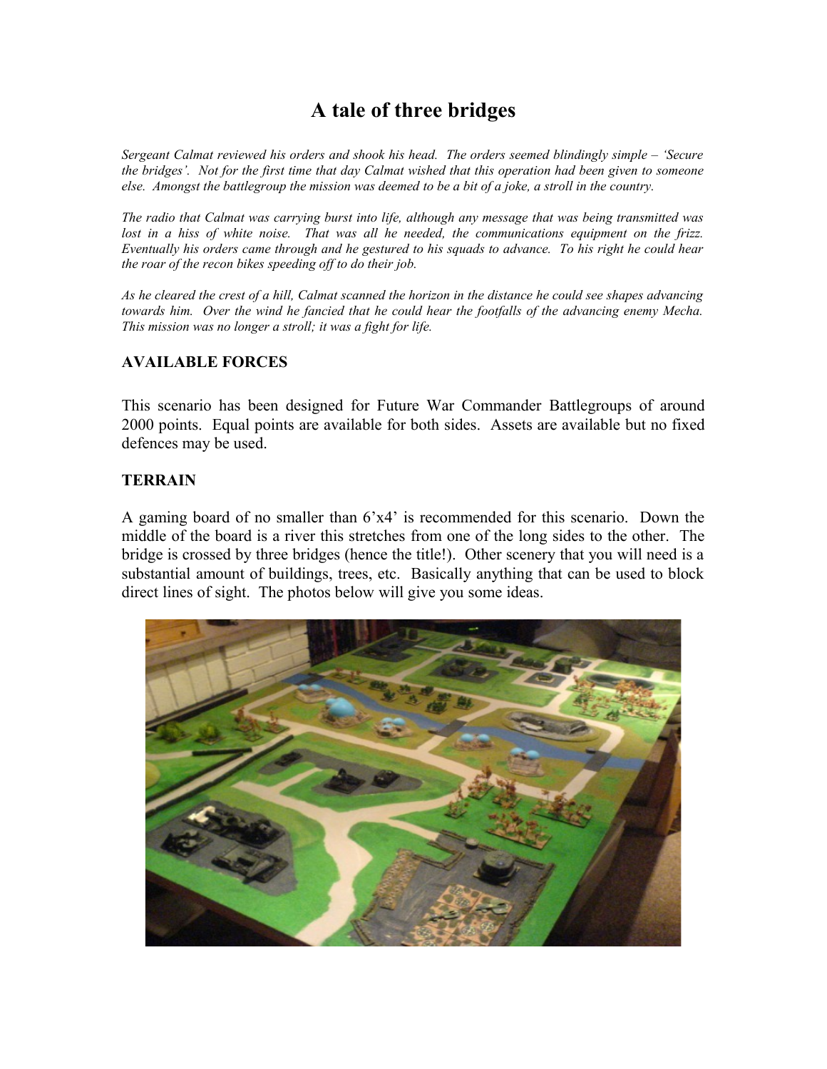# A tale of three bridges

*Sergeant Calmat reviewed his orders and shook his head. The orders seemed blindingly simple – 'Secure the bridges'. Not for the first time that day Calmat wished that this operation had been given to someone else. Amongst the battlegroup the mission was deemed to be a bit of a joke, a stroll in the country.*

*The radio that Calmat was carrying burst into life, although any message that was being transmitted was lost in a hiss of white noise. That was all he needed, the communications equipment on the frizz. Eventually his orders came through and he gestured to his squads to advance. To his right he could hear the roar of the recon bikes speeding off to do their job.*

*As he cleared the crest of a hill, Calmat scanned the horizon in the distance he could see shapes advancing towards him. Over the wind he fancied that he could hear the footfalls of the advancing enemy Mecha. This mission was no longer a stroll; it was a fight for life.*

## AVAILABLE FORCES

This scenario has been designed for Future War Commander Battlegroups of around 2000 points. Equal points are available for both sides. Assets are available but no fixed defences may be used.

## TERRAIN

A gaming board of no smaller than 6'x4' is recommended for this scenario. Down the middle of the board is a river this stretches from one of the long sides to the other. The bridge is crossed by three bridges (hence the title!). Other scenery that you will need is a substantial amount of buildings, trees, etc. Basically anything that can be used to block direct lines of sight. The photos below will give you some ideas.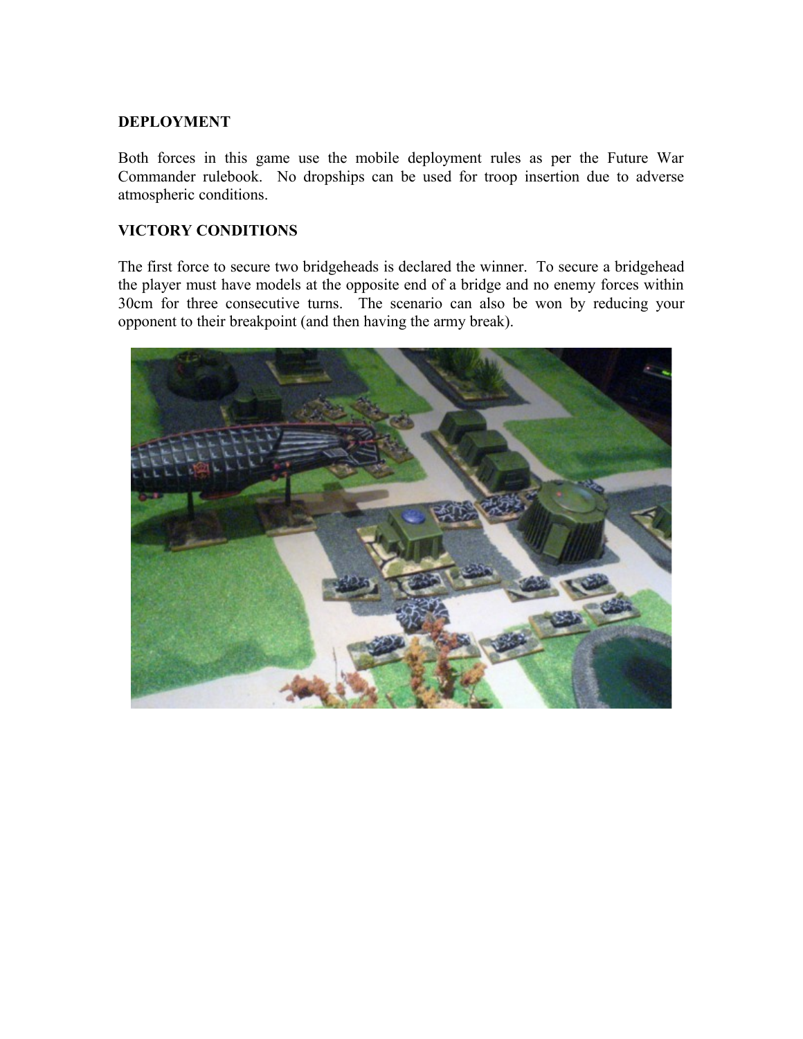**DEPLOYMENT**

Both forces in this game use the mobile deployment rules as per the Future War Commander rulebook. No dropships can be used for troop insertion due to adverse atmospheric conditions.

**VICTORY CONDITIONS**

The first force to secure two bridgeheads is declared the winner. To secure a bridgehead the player must have models at the opposite end of a bridge and no enemy forces within 30cm for three consecutive turns. The scenario can also be won by reducing your opponent to their breakpoint (and then having the army break).